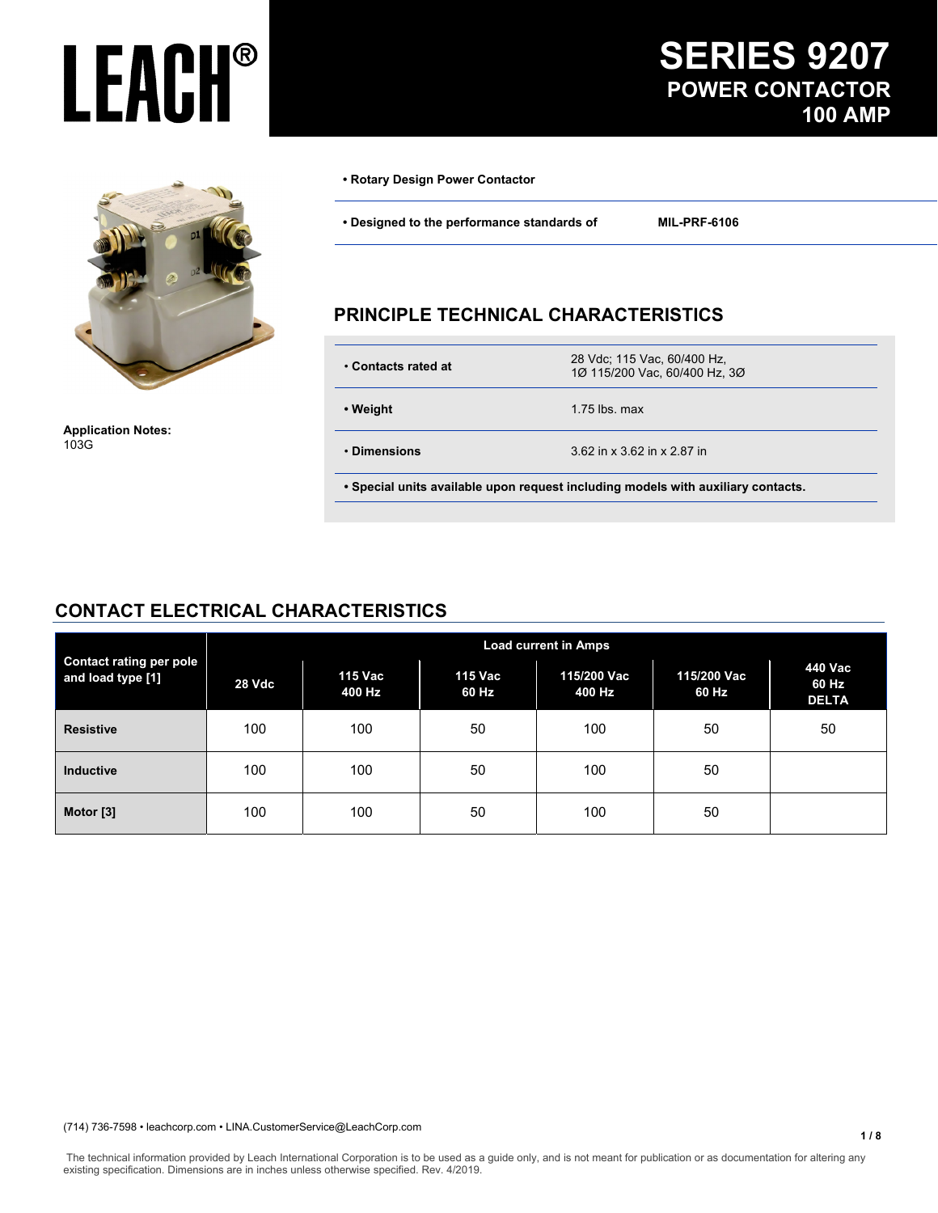# LEACH®

# SERIES 9207
## POWER CONTACTOR
## 100 AMP

**Application Notes:**
103G

- **Rotary Design Power Contactor**
- **Designed to the performance standards of** **MIL-PRF-6106**

## PRINCIPLE TECHNICAL CHARACTERISTICS

| | |
|---|---|
| **• Contacts rated at** | 28 Vdc; 115 Vac, 60/400 Hz, 1Ø 115/200 Vac, 60/400 Hz, 3Ø |
| **• Weight** | 1.75 lbs. max |
| **• Dimensions** | 3.62 in x 3.62 in x 2.87 in |

**• Special units available upon request including models with auxiliary contacts.**

## CONTACT ELECTRICAL CHARACTERISTICS

| Contact rating per pole and load type [1] | Load current in Amps | | | | | |
|---|---|---|---|---|---|---|
| | 28 Vdc | 115 Vac 400 Hz | 115 Vac 60 Hz | 115/200 Vac 400 Hz | 115/200 Vac 60 Hz | 440 Vac 60 Hz DELTA |
| **Resistive** | 100 | 100 | 50 | 100 | 50 | 50 |
| **Inductive** | 100 | 100 | 50 | 100 | 50 | |
| **Motor [3]** | 100 | 100 | 50 | 100 | 50 | |

(714) 736-7598 • leachcorp.com • LINA.CustomerService@LeachCorp.com

The technical information provided by Leach International Corporation is to be used as a guide only, and is not meant for publication or as documentation for altering any existing specification. Dimensions are in inches unless otherwise specified. Rev. 4/2019.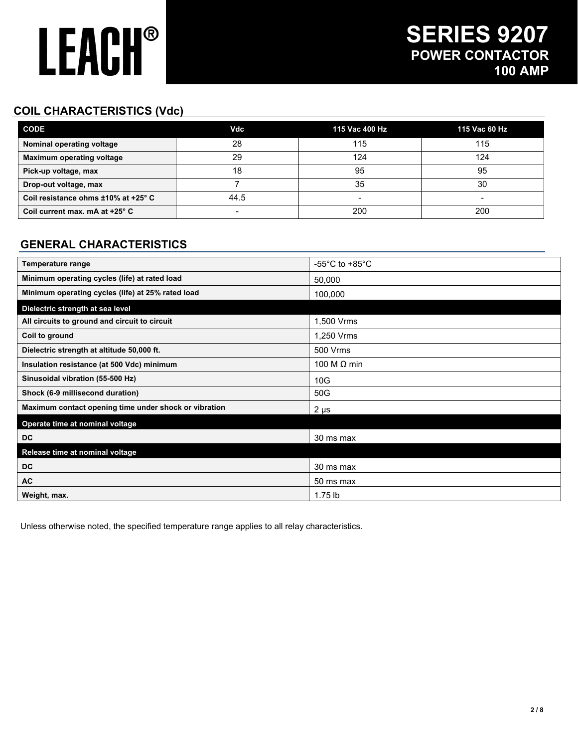# LEACH®

# SERIES 9207
## POWER CONTACTOR
## 100 AMP

## COIL CHARACTERISTICS (Vdc)

| CODE | Vdc | 115 Vac 400 Hz | 115 Vac 60 Hz |
|---|---|---|---|
| Nominal operating voltage | 28 | 115 | 115 |
| Maximum operating voltage | 29 | 124 | 124 |
| Pick-up voltage, max | 18 | 95 | 95 |
| Drop-out voltage, max | 7 | 35 | 30 |
| Coil resistance ohms ±10% at +25° C | 44.5 | - | - |
| Coil current max. mA at +25° C | - | 200 | 200 |

## GENERAL CHARACTERISTICS

| | |
|---|---|
| Temperature range | -55°C to +85°C |
| Minimum operating cycles (life) at rated load | 50,000 |
| Minimum operating cycles (life) at 25% rated load | 100,000 |
| **Dielectric strength at sea level** | |
| All circuits to ground and circuit to circuit | 1,500 Vrms |
| Coil to ground | 1,250 Vrms |
| Dielectric strength at altitude 50,000 ft. | 500 Vrms |
| Insulation resistance (at 500 Vdc) minimum | 100 M Ω min |
| Sinusoidal vibration (55-500 Hz) | 10G |
| Shock (6-9 millisecond duration) | 50G |
| Maximum contact opening time under shock or vibration | 2 µs |
| **Operate time at nominal voltage** | |
| DC | 30 ms max |
| **Release time at nominal voltage** | |
| DC | 30 ms max |
| AC | 50 ms max |
| Weight, max. | 1.75 lb |

Unless otherwise noted, the specified temperature range applies to all relay characteristics.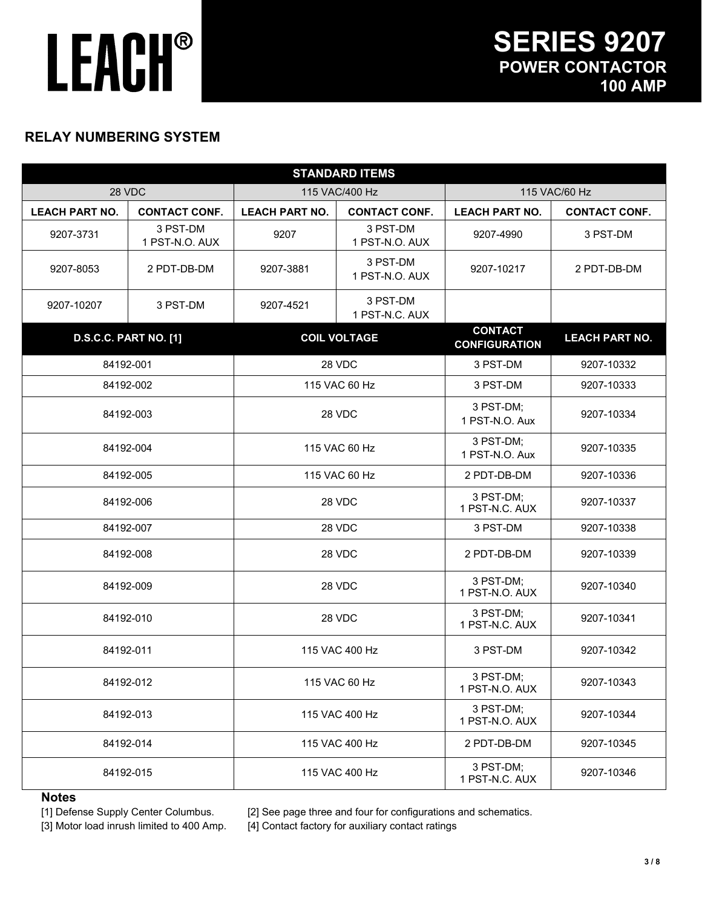# LEACH®

## SERIES 9207
## POWER CONTACTOR
## 100 AMP

### RELAY NUMBERING SYSTEM

| STANDARD ITEMS | | | | | |
|---|---|---|---|---|---|
| 28 VDC | | 115 VAC/400 Hz | | 115 VAC/60 Hz | |
| LEACH PART NO. | CONTACT CONF. | LEACH PART NO. | CONTACT CONF. | LEACH PART NO. | CONTACT CONF. |
| 9207-3731 | 3 PST-DM 1 PST-N.O. AUX | 9207 | 3 PST-DM 1 PST-N.O. AUX | 9207-4990 | 3 PST-DM |
| 9207-8053 | 2 PDT-DB-DM | 9207-3881 | 3 PST-DM 1 PST-N.O. AUX | 9207-10217 | 2 PDT-DB-DM |
| 9207-10207 | 3 PST-DM | 9207-4521 | 3 PST-DM 1 PST-N.C. AUX | | |

| D.S.C.C. PART NO. [1] | COIL VOLTAGE | CONTACT CONFIGURATION | LEACH PART NO. |
|---|---|---|---|
| 84192-001 | 28 VDC | 3 PST-DM | 9207-10332 |
| 84192-002 | 115 VAC 60 Hz | 3 PST-DM | 9207-10333 |
| 84192-003 | 28 VDC | 3 PST-DM; 1 PST-N.O. Aux | 9207-10334 |
| 84192-004 | 115 VAC 60 Hz | 3 PST-DM; 1 PST-N.O. Aux | 9207-10335 |
| 84192-005 | 115 VAC 60 Hz | 2 PDT-DB-DM | 9207-10336 |
| 84192-006 | 28 VDC | 3 PST-DM; 1 PST-N.C. AUX | 9207-10337 |
| 84192-007 | 28 VDC | 3 PST-DM | 9207-10338 |
| 84192-008 | 28 VDC | 2 PDT-DB-DM | 9207-10339 |
| 84192-009 | 28 VDC | 3 PST-DM; 1 PST-N.O. AUX | 9207-10340 |
| 84192-010 | 28 VDC | 3 PST-DM; 1 PST-N.C. AUX | 9207-10341 |
| 84192-011 | 115 VAC 400 Hz | 3 PST-DM | 9207-10342 |
| 84192-012 | 115 VAC 60 Hz | 3 PST-DM; 1 PST-N.O. AUX | 9207-10343 |
| 84192-013 | 115 VAC 400 Hz | 3 PST-DM; 1 PST-N.O. AUX | 9207-10344 |
| 84192-014 | 115 VAC 400 Hz | 2 PDT-DB-DM | 9207-10345 |
| 84192-015 | 115 VAC 400 Hz | 3 PST-DM; 1 PST-N.C. AUX | 9207-10346 |

**Notes**

[1] Defense Supply Center Columbus.

[2] See page three and four for configurations and schematics.

[3] Motor load inrush limited to 400 Amp.

[4] Contact factory for auxiliary contact ratings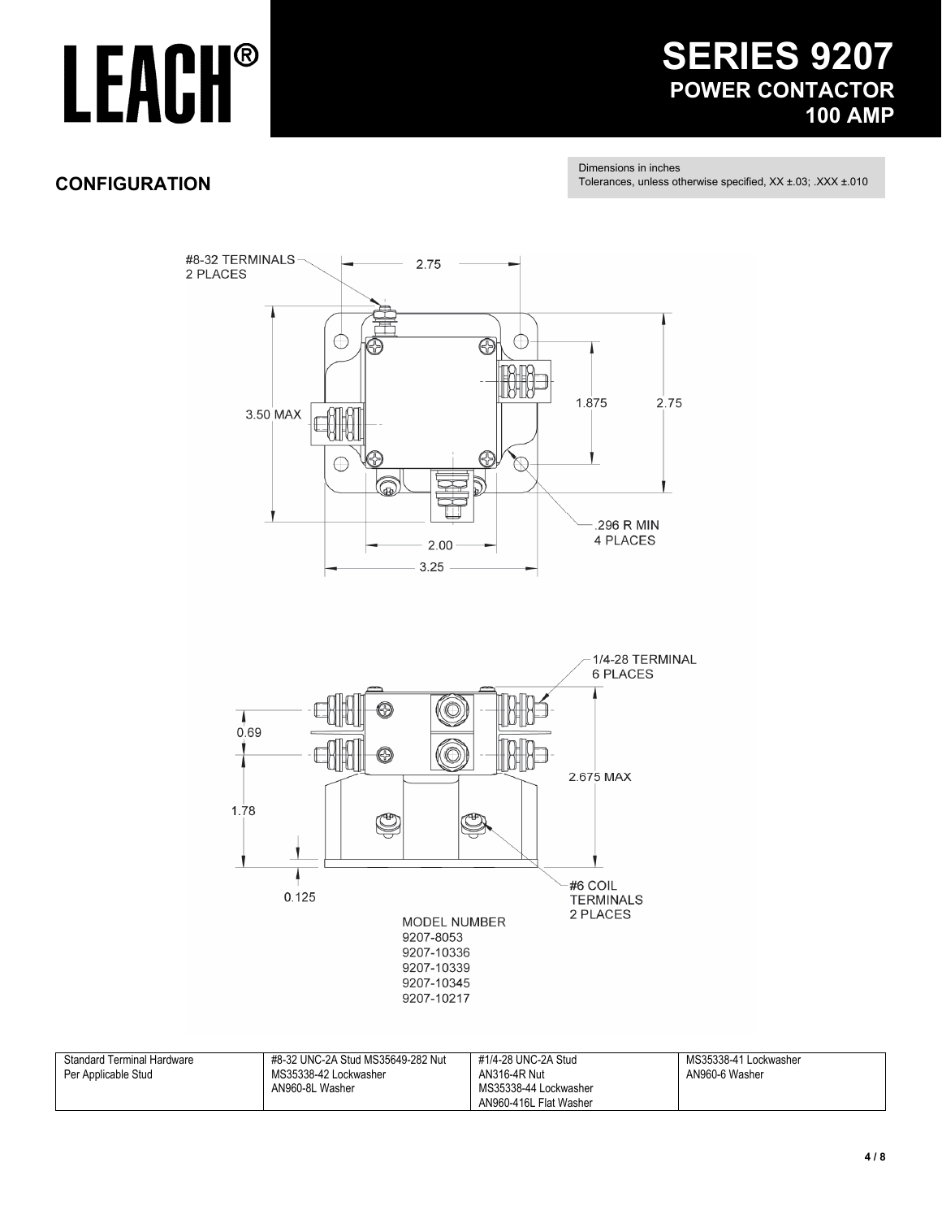# LEACH®

## SERIES 9207
### POWER CONTACTOR
### 100 AMP

## CONFIGURATION

Dimensions in inches
Tolerances, unless otherwise specified, XX ±.03; .XXX ±.010

#8-32 TERMINALS 2 PLACES

2.75

3.50 MAX

1.875

2.75

.296 R MIN 4 PLACES

2.00

3.25

1/4-28 TERMINAL 6 PLACES

0.69

2.675 MAX

1.78

0.125

#6 COIL TERMINALS 2 PLACES

MODEL NUMBER
9207-8053
9207-10336
9207-10339
9207-10345
9207-10217

| Standard Terminal Hardware Per Applicable Stud | #8-32 UNC-2A Stud MS35649-282 Nut MS35338-42 Lockwasher AN960-8L Washer | #1/4-28 UNC-2A Stud AN316-4R Nut MS35338-44 Lockwasher AN960-416L Flat Washer | MS35338-41 Lockwasher AN960-6 Washer |
|---|---|---|---|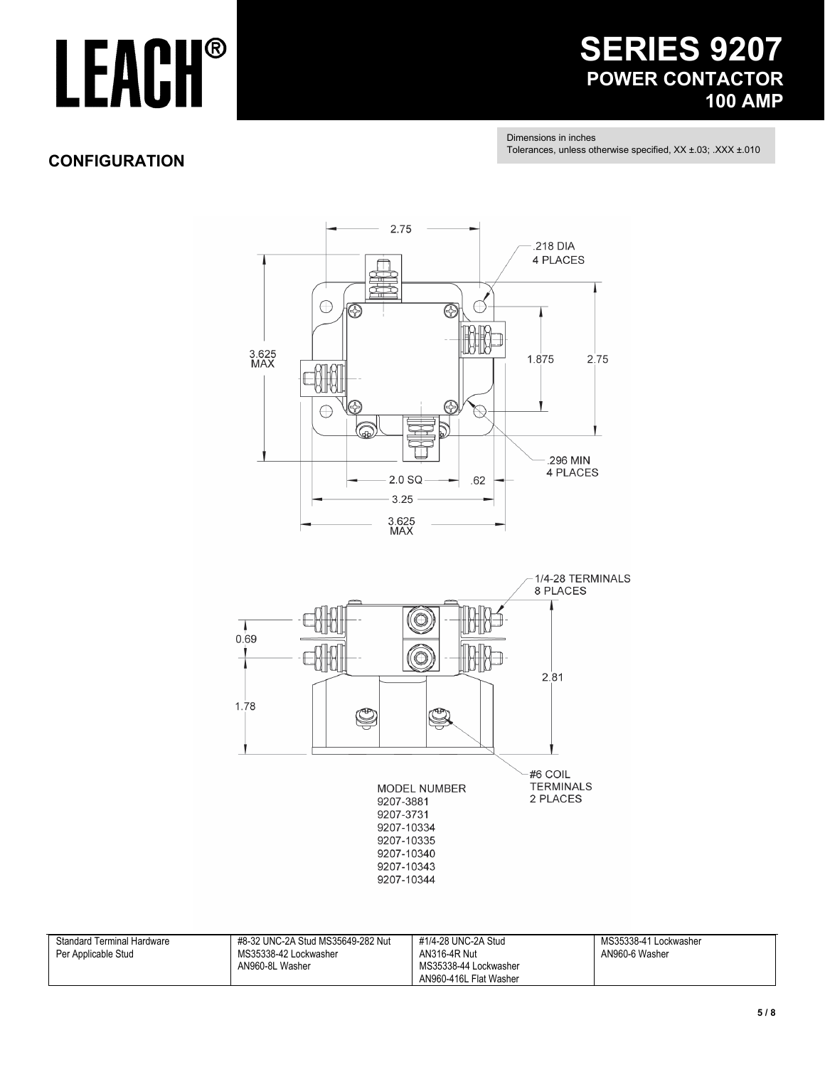# LEACH®

## SERIES 9207
### POWER CONTACTOR
### 100 AMP

Dimensions in inches
Tolerances, unless otherwise specified, XX ±.03; .XXX ±.010

## CONFIGURATION

2.75

.218 DIA
4 PLACES

3.625
MAX

1.875

2.75

.296 MIN
4 PLACES

2.0 SQ

.62

3.25

3.625
MAX

1/4-28 TERMINALS
8 PLACES

0.69

2.81

1.78

#6 COIL
TERMINALS
2 PLACES

MODEL NUMBER
9207-3881
9207-3731
9207-10334
9207-10335
9207-10340
9207-10343
9207-10344

| Standard Terminal Hardware Per Applicable Stud | #8-32 UNC-2A Stud MS35649-282 Nut MS35338-42 Lockwasher AN960-8L Washer | #1/4-28 UNC-2A Stud AN316-4R Nut MS35338-44 Lockwasher AN960-416L Flat Washer | MS35338-41 Lockwasher AN960-6 Washer |
|---|---|---|---|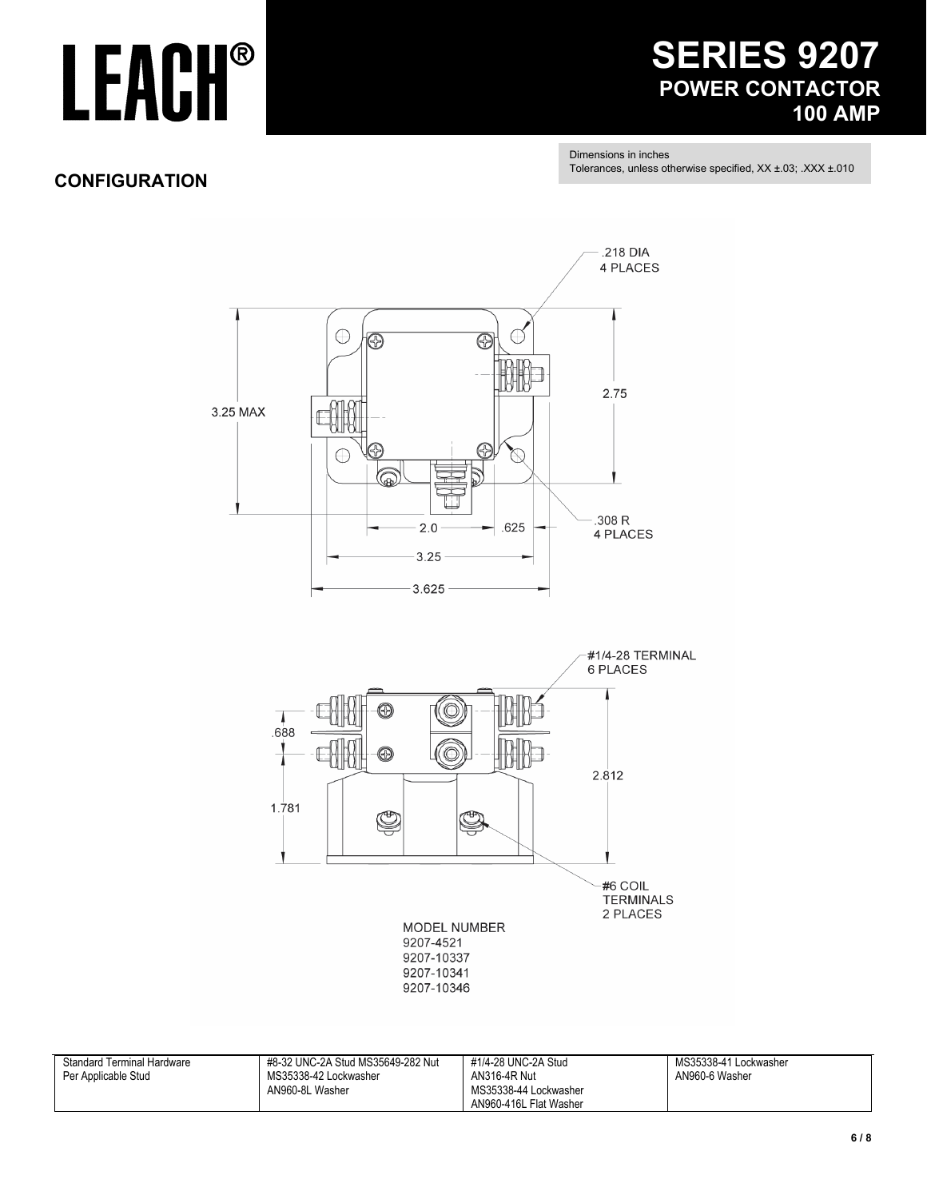# LEACH®

# SERIES 9207
## POWER CONTACTOR
## 100 AMP

Dimensions in inches
Tolerances, unless otherwise specified, XX ±.03; .XXX ±.010

## CONFIGURATION

.218 DIA
4 PLACES

3.25 MAX

2.75

.308 R
4 PLACES

2.0 .625

3.25

3.625

#1/4-28 TERMINAL
6 PLACES

.688

1.781

2.812

#6 COIL
TERMINALS
2 PLACES

MODEL NUMBER
9207-4521
9207-10337
9207-10341
9207-10346

| Standard Terminal Hardware Per Applicable Stud | #8-32 UNC-2A Stud MS35649-282 Nut MS35338-42 Lockwasher AN960-8L Washer | #1/4-28 UNC-2A Stud AN316-4R Nut MS35338-44 Lockwasher AN960-416L Flat Washer | MS35338-41 Lockwasher AN960-6 Washer |
|---|---|---|---|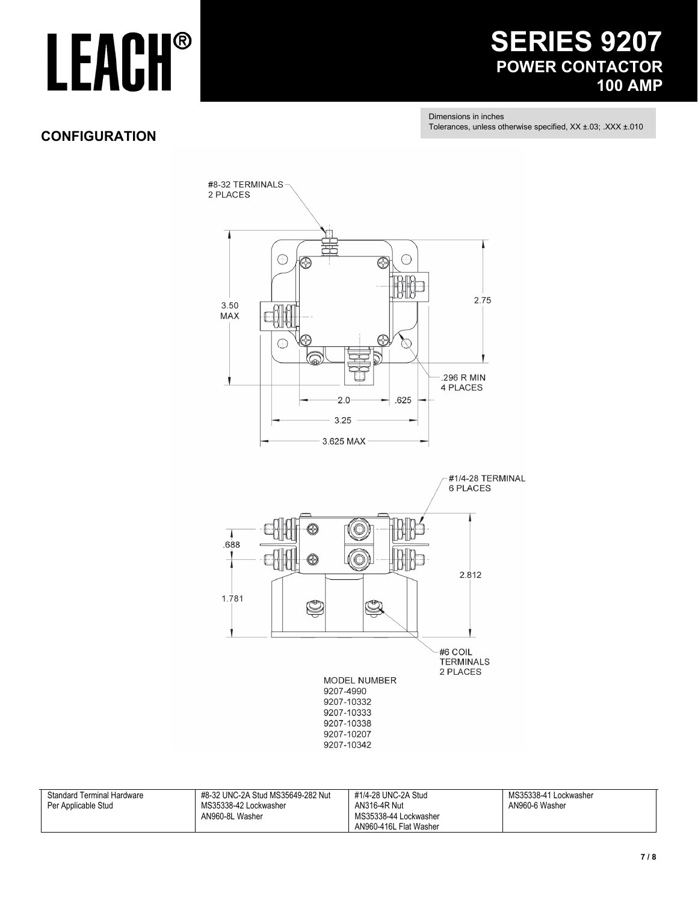# LEACH®

## SERIES 9207
### POWER CONTACTOR
### 100 AMP

Dimensions in inches
Tolerances, unless otherwise specified, XX ±.03; .XXX ±.010

## CONFIGURATION

#8-32 TERMINALS
2 PLACES

3.50
MAX

2.75

.296 R MIN
4 PLACES

2.0 .625

3.25

3.625 MAX

#1/4-28 TERMINAL
6 PLACES

.688

1.781

2.812

#6 COIL
TERMINALS
2 PLACES

MODEL NUMBER
9207-4990
9207-10332
9207-10333
9207-10338
9207-10207
9207-10342

| Standard Terminal Hardware Per Applicable Stud | #8-32 UNC-2A Stud MS35649-282 Nut MS35338-42 Lockwasher AN960-8L Washer | #1/4-28 UNC-2A Stud AN316-4R Nut MS35338-44 Lockwasher AN960-416L Flat Washer | MS35338-41 Lockwasher AN960-6 Washer |
|---|---|---|---|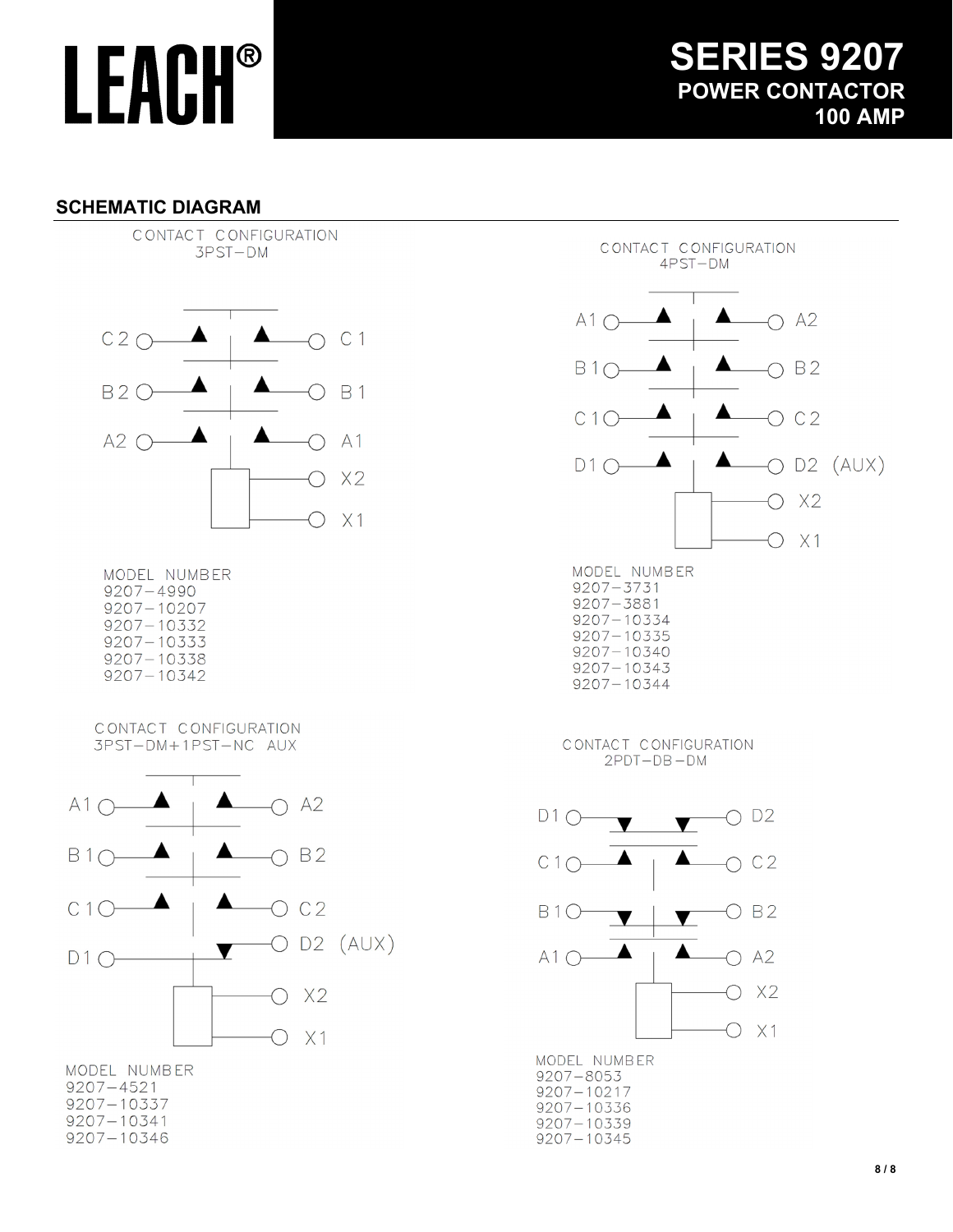# LEACH®

# SERIES 9207
## POWER CONTACTOR
## 100 AMP

## SCHEMATIC DIAGRAM

CONTACT CONFIGURATION
3PST–DM

C2 C1
B2 B1
A2 A1
X2
X1

MODEL NUMBER
9207–4990
9207–10207
9207–10332
9207–10333
9207–10338
9207–10342

CONTACT CONFIGURATION
4PST–DM

A1 A2
B1 B2
C1 C2
D1 D2 (AUX)
X2
X1

MODEL NUMBER
9207–3731
9207–3881
9207–10334
9207–10335
9207–10340
9207–10343
9207–10344

CONTACT CONFIGURATION
3PST–DM+1PST–NC AUX

A1 A2
B1 B2
C1 C2
D2 (AUX)
D1
X2
X1

MODEL NUMBER
9207–4521
9207–10337
9207–10341
9207–10346

CONTACT CONFIGURATION
2PDT–DB–DM

D1 D2
C1 C2
B1 B2
A1 A2
X2
X1

MODEL NUMBER
9207–8053
9207–10217
9207–10336
9207–10339
9207–10345